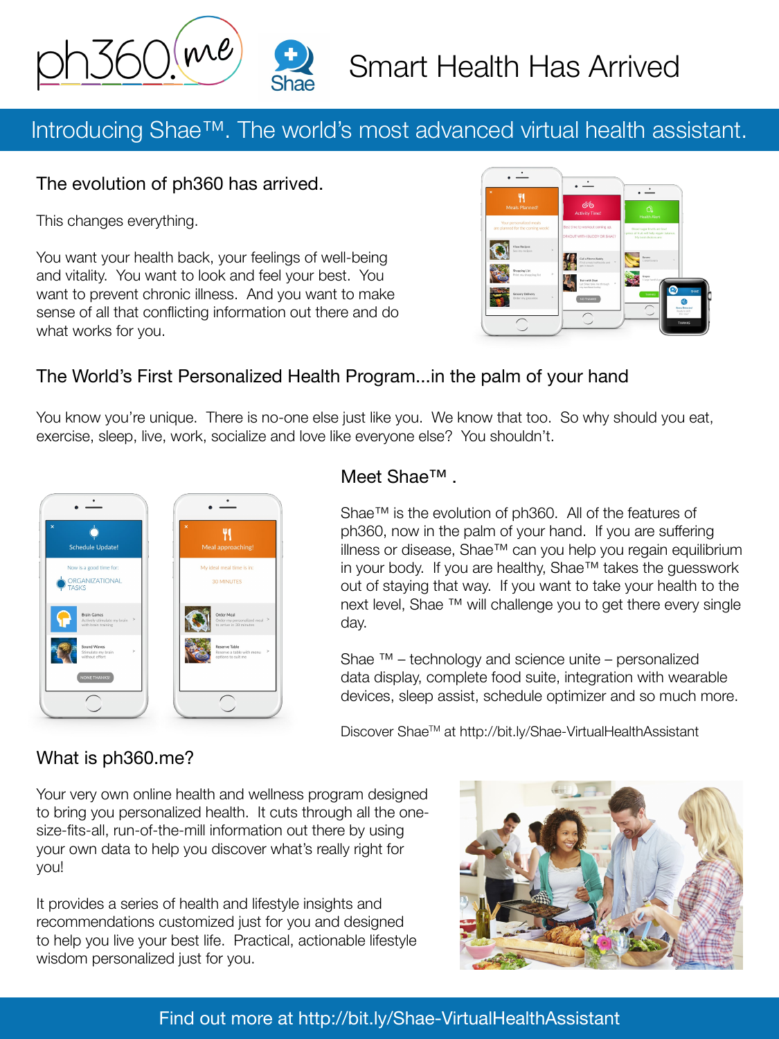ph360.me Shae

# Smart Health Has Arrived

## Introducing Shae™. The world's most advanced virtual health assistant.

### The evolution of ph360 has arrived.

This changes everything.

You want your health back, your feelings of well-being and vitality. You want to look and feel your best. You want to prevent chronic illness. And you want to make sense of all that conflicting information out there and do what works for you.

### The World's First Personalized Health Program...in the palm of your hand

You know you're unique. There is no-one else just like you. We know that too. So why should you eat, exercise, sleep, live, work, socialize and love like everyone else? You shouldn't.

### Meet Shae™ .

Shae™ is the evolution of ph360. All of the features of ph360, now in the palm of your hand. If you are suffering illness or disease, Shae™ can you help you regain equilibrium in your body. If you are healthy, Shae™ takes the guesswork out of staying that way. If you want to take your health to the next level, Shae ™ will challenge you to get there every single day.

Shae ™ – technology and science unite – personalized data display, complete food suite, integration with wearable devices, sleep assist, schedule optimizer and so much more.

Discover Shae™ at http://bit.ly/Shae-VirtualHealthAssistant

### What is ph360.me?

Your very own online health and wellness program designed to bring you personalized health. It cuts through all the one-size-fits-all, run-of-the-mill information out there by using your own data to help you discover what's really right for you!

It provides a series of health and lifestyle insights and recommendations customized just for you and designed to help you live your best life. Practical, actionable lifestyle wisdom personalized just for you.

Find out more at http://bit.ly/Shae-VirtualHealthAssistant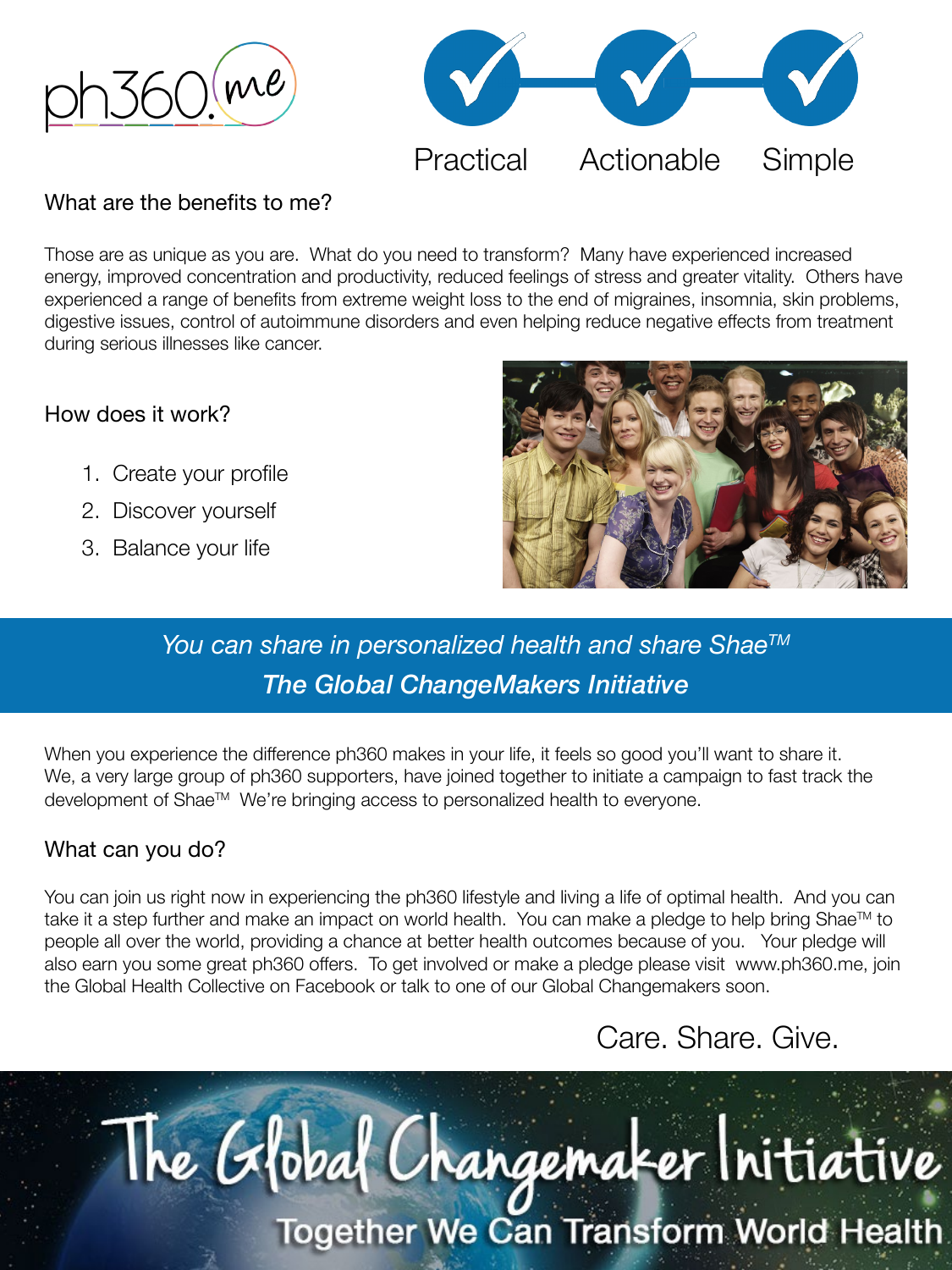ph360.me

Practical Actionable Simple

## What are the benefits to me?

Those are as unique as you are. What do you need to transform? Many have experienced increased energy, improved concentration and productivity, reduced feelings of stress and greater vitality. Others have experienced a range of benefits from extreme weight loss to the end of migraines, insomnia, skin problems, digestive issues, control of autoimmune disorders and even helping reduce negative effects from treatment during serious illnesses like cancer.

## How does it work?

1. Create your profile
2. Discover yourself
3. Balance your life

*You can share in personalized health and share Shae™*

***The Global ChangeMakers Initiative***

When you experience the difference ph360 makes in your life, it feels so good you'll want to share it. We, a very large group of ph360 supporters, have joined together to initiate a campaign to fast track the development of Shae™ We're bringing access to personalized health to everyone.

## What can you do?

You can join us right now in experiencing the ph360 lifestyle and living a life of optimal health. And you can take it a step further and make an impact on world health. You can make a pledge to help bring Shae™ to people all over the world, providing a chance at better health outcomes because of you. Your pledge will also earn you some great ph360 offers. To get involved or make a pledge please visit www.ph360.me, join the Global Health Collective on Facebook or talk to one of our Global Changemakers soon.

Care. Share. Give.

The Global Changemaker Initiative

Together We Can Transform World Health